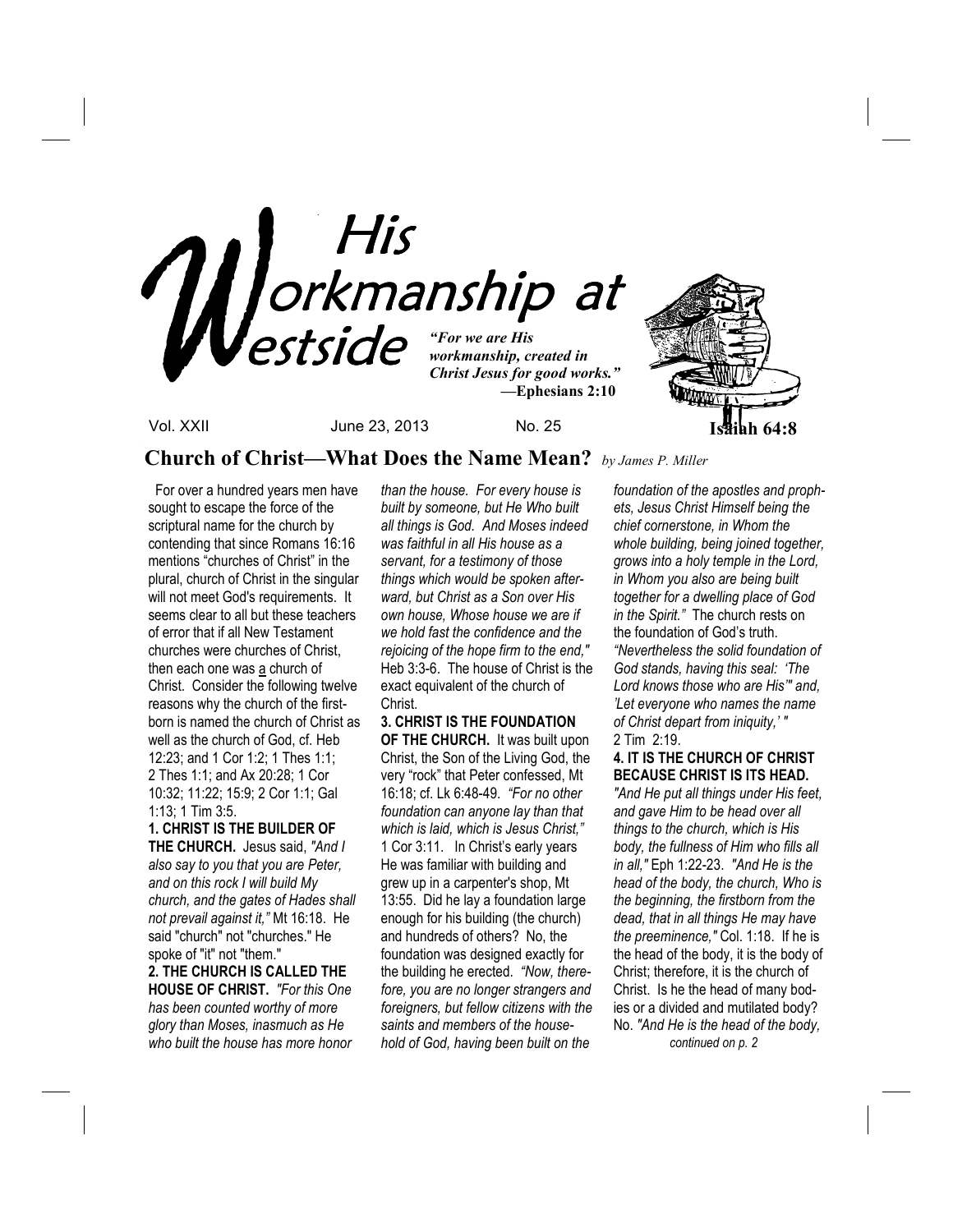# His Workmanship at Westside

*"For we are His workmanship, created in Christ Jesus for good works."*
**—Ephesians 2:10**

**Isaiah 64:8**

Vol. XXII June 23, 2013 No. 25

## Church of Christ—What Does the Name Mean? *by James P. Miller*

For over a hundred years men have sought to escape the force of the scriptural name for the church by contending that since Romans 16:16 mentions "churches of Christ" in the plural, church of Christ in the singular will not meet God's requirements. It seems clear to all but these teachers of error that if all New Testament churches were churches of Christ, then each one was a church of Christ. Consider the following twelve reasons why the church of the first-born is named the church of Christ as well as the church of God, cf. Heb 12:23; and 1 Cor 1:2; 1 Thes 1:1; 2 Thes 1:1; and Ax 20:28; 1 Cor 10:32; 11:22; 15:9; 2 Cor 1:1; Gal 1:13; 1 Tim 3:5.

**1. CHRIST IS THE BUILDER OF THE CHURCH.** Jesus said, *"And I also say to you that you are Peter, and on this rock I will build My church, and the gates of Hades shall not prevail against it,"* Mt 16:18. He said "church" not "churches." He spoke of "it" not "them."

**2. THE CHURCH IS CALLED THE HOUSE OF CHRIST.** *"For this One has been counted worthy of more glory than Moses, inasmuch as He who built the house has more honor than the house. For every house is built by someone, but He Who built all things is God. And Moses indeed was faithful in all His house as a servant, for a testimony of those things which would be spoken afterward, but Christ as a Son over His own house, Whose house we are if we hold fast the confidence and the rejoicing of the hope firm to the end,"* Heb 3:3-6. The house of Christ is the exact equivalent of the church of Christ.

**3. CHRIST IS THE FOUNDATION OF THE CHURCH.** It was built upon Christ, the Son of the Living God, the very "rock" that Peter confessed, Mt 16:18; cf. Lk 6:48-49. *"For no other foundation can anyone lay than that which is laid, which is Jesus Christ,"* 1 Cor 3:11. In Christ's early years He was familiar with building and grew up in a carpenter's shop, Mt 13:55. Did he lay a foundation large enough for his building (the church) and hundreds of others? No, the foundation was designed exactly for the building he erected. *"Now, therefore, you are no longer strangers and foreigners, but fellow citizens with the saints and members of the household of God, having been built on the foundation of the apostles and prophets, Jesus Christ Himself being the chief cornerstone, in Whom the whole building, being joined together, grows into a holy temple in the Lord, in Whom you also are being built together for a dwelling place of God in the Spirit."* The church rests on the foundation of God's truth. *"Nevertheless the solid foundation of God stands, having this seal: 'The Lord knows those who are His'" and, 'Let everyone who names the name of Christ depart from iniquity,' "* 2 Tim 2:19.

**4. IT IS THE CHURCH OF CHRIST BECAUSE CHRIST IS ITS HEAD.** *"And He put all things under His feet, and gave Him to be head over all things to the church, which is His body, the fullness of Him who fills all in all,"* Eph 1:22-23. *"And He is the head of the body, the church, Who is the beginning, the firstborn from the dead, that in all things He may have the preeminence,"* Col. 1:18. If he is the head of the body, it is the body of Christ; therefore, it is the church of Christ. Is he the head of many bodies or a divided and mutilated body? No. *"And He is the head of the body,*

*continued on p. 2*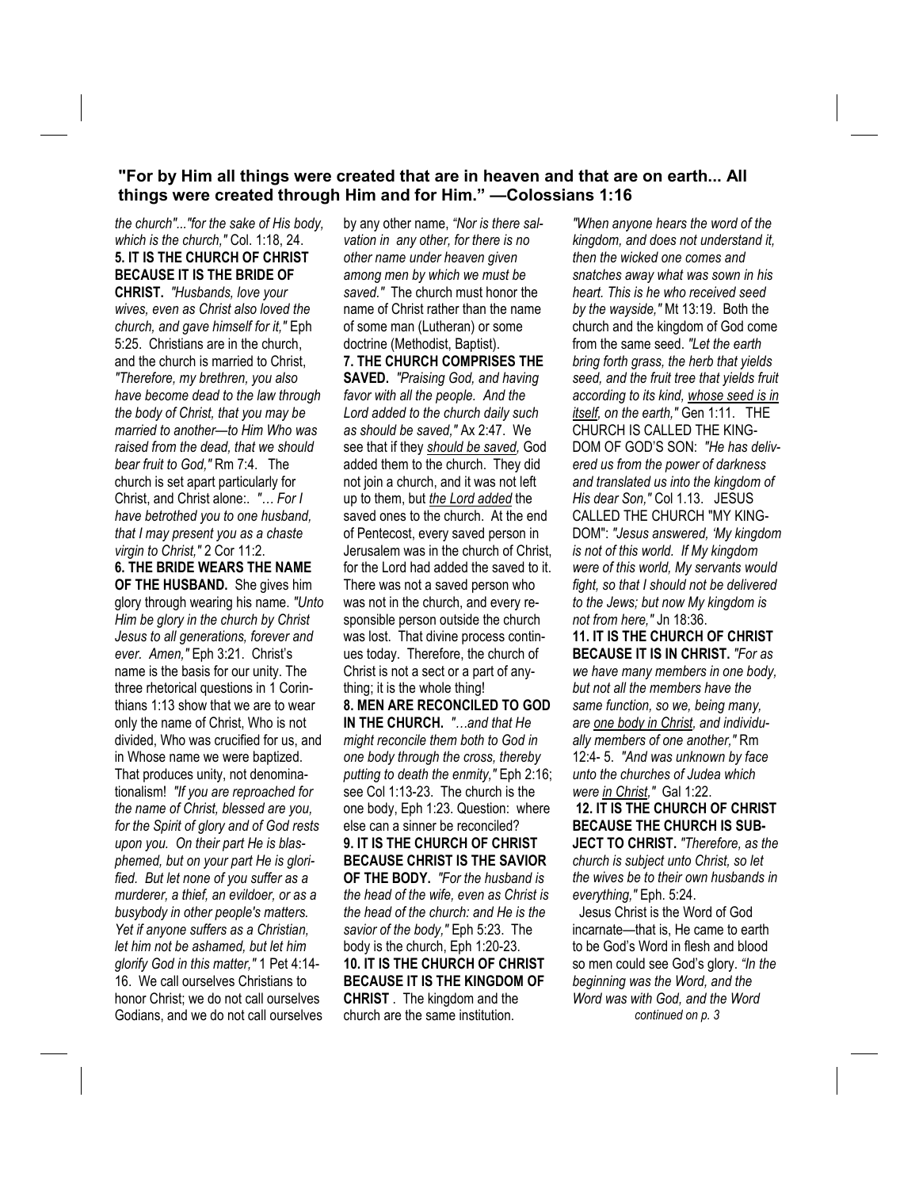**"For by Him all things were created that are in heaven and that are on earth... All things were created through Him and for Him." —Colossians 1:16**

*the church"..."for the sake of His body, which is the church,"* Col. 1:18, 24.

**5. IT IS THE CHURCH OF CHRIST BECAUSE IT IS THE BRIDE OF CHRIST.** *"Husbands, love your wives, even as Christ also loved the church, and gave himself for it,"* Eph 5:25. Christians are in the church, and the church is married to Christ, *"Therefore, my brethren, you also have become dead to the law through the body of Christ, that you may be married to another—to Him Who was raised from the dead, that we should bear fruit to God,"* Rm 7:4. The church is set apart particularly for Christ, and Christ alone:. *"… For I have betrothed you to one husband, that I may present you as a chaste virgin to Christ,"* 2 Cor 11:2.

**6. THE BRIDE WEARS THE NAME OF THE HUSBAND.** She gives him glory through wearing his name. *"Unto Him be glory in the church by Christ Jesus to all generations, forever and ever. Amen,"* Eph 3:21. Christ's name is the basis for our unity. The three rhetorical questions in 1 Corinthians 1:13 show that we are to wear only the name of Christ, Who is not divided, Who was crucified for us, and in Whose name we were baptized. That produces unity, not denominationalism! *"If you are reproached for the name of Christ, blessed are you, for the Spirit of glory and of God rests upon you. On their part He is blasphemed, but on your part He is glorified. But let none of you suffer as a murderer, a thief, an evildoer, or as a busybody in other people's matters. Yet if anyone suffers as a Christian, let him not be ashamed, but let him glorify God in this matter,"* 1 Pet 4:14-16. We call ourselves Christians to honor Christ; we do not call ourselves Godians, and we do not call ourselves by any other name, *"Nor is there salvation in any other, for there is no other name under heaven given among men by which we must be saved."* The church must honor the name of Christ rather than the name of some man (Lutheran) or some doctrine (Methodist, Baptist).

**7. THE CHURCH COMPRISES THE SAVED.** *"Praising God, and having favor with all the people. And the Lord added to the church daily such as should be saved,"* Ax 2:47. We see that if they *should be saved,* God added them to the church. They did not join a church, and it was not left up to them, but *the Lord added* the saved ones to the church. At the end of Pentecost, every saved person in Jerusalem was in the church of Christ, for the Lord had added the saved to it. There was not a saved person who was not in the church, and every responsible person outside the church was lost. That divine process continues today. Therefore, the church of Christ is not a sect or a part of anything; it is the whole thing!

**8. MEN ARE RECONCILED TO GOD IN THE CHURCH.** *"…and that He might reconcile them both to God in one body through the cross, thereby putting to death the enmity,"* Eph 2:16; see Col 1:13-23. The church is the one body, Eph 1:23. Question: where else can a sinner be reconciled?

**9. IT IS THE CHURCH OF CHRIST BECAUSE CHRIST IS THE SAVIOR OF THE BODY.** *"For the husband is the head of the wife, even as Christ is the head of the church: and He is the savior of the body,"* Eph 5:23. The body is the church, Eph 1:20-23.

**10. IT IS THE CHURCH OF CHRIST BECAUSE IT IS THE KINGDOM OF CHRIST**. The kingdom and the church are the same institution. *"When anyone hears the word of the kingdom, and does not understand it, then the wicked one comes and snatches away what was sown in his heart. This is he who received seed by the wayside,"* Mt 13:19. Both the church and the kingdom of God come from the same seed. *"Let the earth bring forth grass, the herb that yields seed, and the fruit tree that yields fruit according to its kind, whose seed is in itself, on the earth,"* Gen 1:11. THE CHURCH IS CALLED THE KINGDOM OF GOD'S SON: *"He has delivered us from the power of darkness and translated us into the kingdom of His dear Son,"* Col 1.13. JESUS CALLED THE CHURCH "MY KINGDOM": *"Jesus answered, 'My kingdom is not of this world. If My kingdom were of this world, My servants would fight, so that I should not be delivered to the Jews; but now My kingdom is not from here,"* Jn 18:36.

**11. IT IS THE CHURCH OF CHRIST BECAUSE IT IS IN CHRIST.** *"For as we have many members in one body, but not all the members have the same function, so we, being many, are one body in Christ, and individually members of one another,"* Rm 12:4- 5. *"And was unknown by face unto the churches of Judea which were in Christ,"* Gal 1:22.

**12. IT IS THE CHURCH OF CHRIST BECAUSE THE CHURCH IS SUBJECT TO CHRIST.** *"Therefore, as the church is subject unto Christ, so let the wives be to their own husbands in everything,"* Eph. 5:24.

Jesus Christ is the Word of God incarnate—that is, He came to earth to be God's Word in flesh and blood so men could see God's glory. *"In the beginning was the Word, and the Word was with God, and the Word*

*continued on p. 3*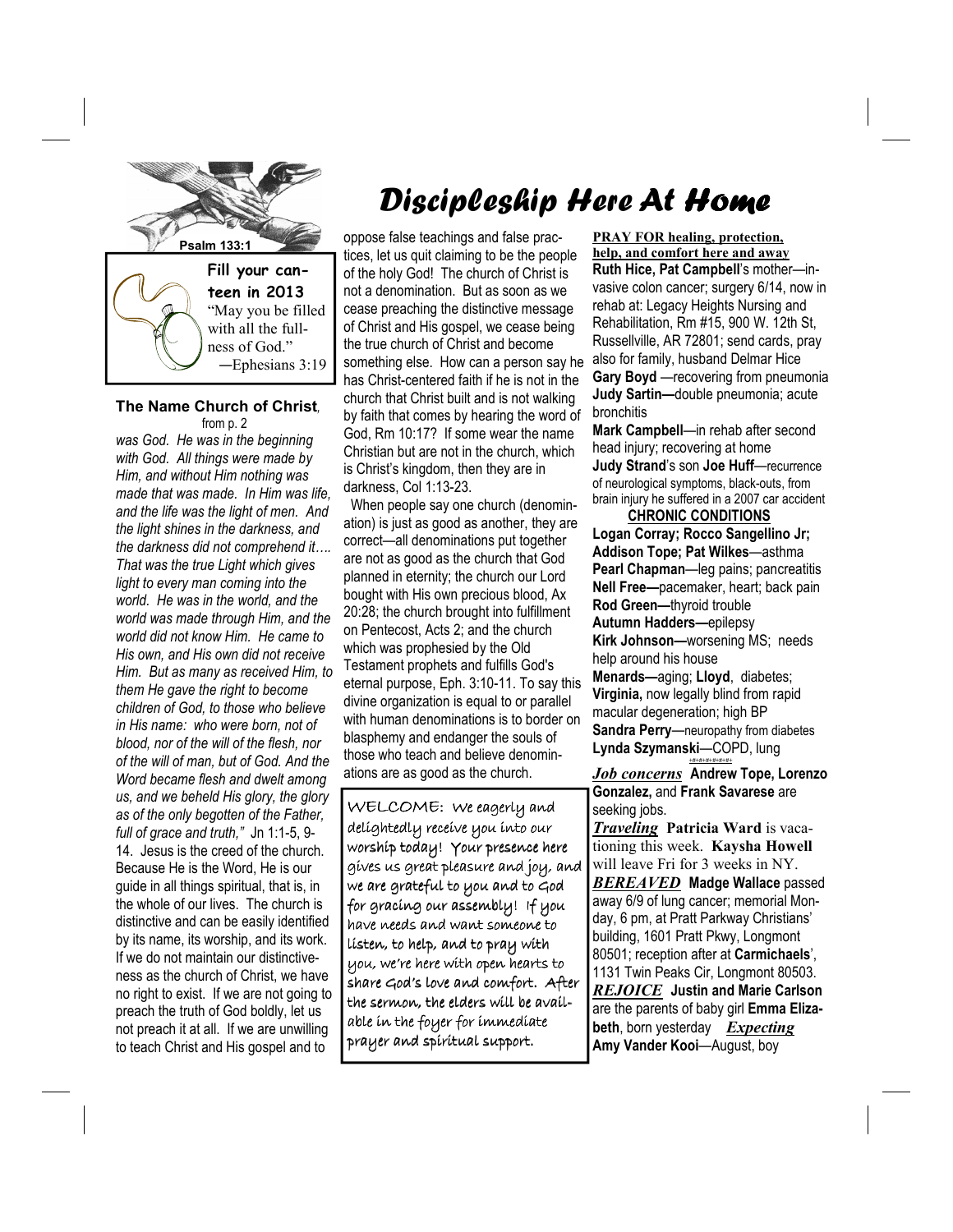# Discipleship Here At Home

Psalm 133:1

**Fill your canteen in 2013**

"May you be filled with all the fullness of God."
—Ephesians 3:19

### The Name Church of Christ, from p. 2

*was God. He was in the beginning with God. All things were made by Him, and without Him nothing was made that was made. In Him was life, and the life was the light of men. And the light shines in the darkness, and the darkness did not comprehend it…. That was the true Light which gives light to every man coming into the world. He was in the world, and the world was made through Him, and the world did not know Him. He came to His own, and His own did not receive Him. But as many as received Him, to them He gave the right to become children of God, to those who believe in His name: who were born, not of blood, nor of the will of the flesh, nor of the will of man, but of God. And the Word became flesh and dwelt among us, and we beheld His glory, the glory as of the only begotten of the Father, full of grace and truth,"* Jn 1:1-5, 9-14. Jesus is the creed of the church. Because He is the Word, He is our guide in all things spiritual, that is, in the whole of our lives. The church is distinctive and can be easily identified by its name, its worship, and its work. If we do not maintain our distinctiveness as the church of Christ, we have no right to exist. If we are not going to preach the truth of God boldly, let us not preach it at all. If we are unwilling to teach Christ and His gospel and to oppose false teachings and false practices, let us quit claiming to be the people of the holy God! The church of Christ is not a denomination. But as soon as we cease preaching the distinctive message of Christ and His gospel, we cease being the true church of Christ and become something else. How can a person say he has Christ-centered faith if he is not in the church that Christ built and is not walking by faith that comes by hearing the word of God, Rm 10:17? If some wear the name Christian but are not in the church, which is Christ's kingdom, then they are in darkness, Col 1:13-23.

When people say one church (denomination) is just as good as another, they are correct—all denominations put together are not as good as the church that God planned in eternity; the church our Lord bought with His own precious blood, Ax 20:28; the church brought into fulfillment on Pentecost, Acts 2; and the church which was prophesied by the Old Testament prophets and fulfills God's eternal purpose, Eph. 3:10-11. To say this divine organization is equal to or parallel with human denominations is to border on blasphemy and endanger the souls of those who teach and believe denominations are as good as the church.

WELCOME: We eagerly and delightedly receive you into our worship today! Your presence here gives us great pleasure and joy, and we are grateful to you and to God for gracing our assembly! If you have needs and want someone to listen, to help, and to pray with you, we're here with open hearts to share God's love and comfort. After the sermon, the elders will be available in the foyer for immediate prayer and spiritual support.

**PRAY FOR healing, protection, help, and comfort here and away**

**Ruth Hice, Pat Campbell**'s mother—invasive colon cancer; surgery 6/14, now in rehab at: Legacy Heights Nursing and Rehabilitation, Rm #15, 900 W. 12th St, Russellville, AR 72801; send cards, pray also for family, husband Delmar Hice

**Gary Boyd** —recovering from pneumonia

**Judy Sartin—**double pneumonia; acute bronchitis

**Mark Campbell**—in rehab after second head injury; recovering at home

**Judy Strand**'s son **Joe Huff**—recurrence of neurological symptoms, black-outs, from brain injury he suffered in a 2007 car accident

**CHRONIC CONDITIONS**

**Logan Corray; Rocco Sangellino Jr; Addison Tope; Pat Wilkes**—asthma

**Pearl Chapman**—leg pains; pancreatitis

**Nell Free—**pacemaker, heart; back pain

**Rod Green—**thyroid trouble

**Autumn Hadders—**epilepsy

**Kirk Johnson—**worsening MS; needs help around his house

**Menards—**aging; **Lloyd**, diabetes; **Virginia,** now legally blind from rapid macular degeneration; high BP

**Sandra Perry**—neuropathy from diabetes

**Lynda Szymanski**—COPD, lung

***Job concerns*** **Andrew Tope, Lorenzo Gonzalez,** and **Frank Savarese** are seeking jobs.

***Traveling*** **Patricia Ward** is vacationing this week. **Kaysha Howell** will leave Fri for 3 weeks in NY.

***BEREAVED*** **Madge Wallace** passed away 6/9 of lung cancer; memorial Monday, 6 pm, at Pratt Parkway Christians' building, 1601 Pratt Pkwy, Longmont 80501; reception after at **Carmichaels**', 1131 Twin Peaks Cir, Longmont 80503.

***REJOICE*** **Justin and Marie Carlson** are the parents of baby girl **Emma Elizabeth**, born yesterday ***Expecting*** **Amy Vander Kooi**—August, boy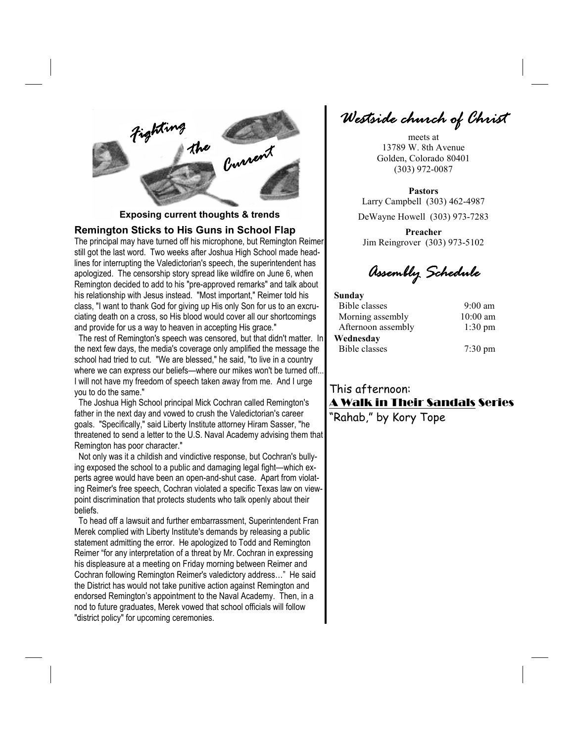Fighting the Current

**Exposing current thoughts & trends**

### Remington Sticks to His Guns in School Flap

The principal may have turned off his microphone, but Remington Reimer still got the last word. Two weeks after Joshua High School made headlines for interrupting the Valedictorian's speech, the superintendent has apologized. The censorship story spread like wildfire on June 6, when Remington decided to add to his "pre-approved remarks" and talk about his relationship with Jesus instead. "Most important," Reimer told his class, "I want to thank God for giving up His only Son for us to an excruciating death on a cross, so His blood would cover all our shortcomings and provide for us a way to heaven in accepting His grace."

The rest of Remington's speech was censored, but that didn't matter. In the next few days, the media's coverage only amplified the message the school had tried to cut. "We are blessed," he said, "to live in a country where we can express our beliefs—where our mikes won't be turned off... I will not have my freedom of speech taken away from me. And I urge you to do the same."

The Joshua High School principal Mick Cochran called Remington's father in the next day and vowed to crush the Valedictorian's career goals. "Specifically," said Liberty Institute attorney Hiram Sasser, "he threatened to send a letter to the U.S. Naval Academy advising them that Remington has poor character."

Not only was it a childish and vindictive response, but Cochran's bullying exposed the school to a public and damaging legal fight—which experts agree would have been an open-and-shut case. Apart from violating Reimer's free speech, Cochran violated a specific Texas law on viewpoint discrimination that protects students who talk openly about their beliefs.

To head off a lawsuit and further embarrassment, Superintendent Fran Merek complied with Liberty Institute's demands by releasing a public statement admitting the error. He apologized to Todd and Remington Reimer "for any interpretation of a threat by Mr. Cochran in expressing his displeasure at a meeting on Friday morning between Reimer and Cochran following Remington Reimer's valedictory address…" He said the District has would not take punitive action against Remington and endorsed Remington's appointment to the Naval Academy. Then, in a nod to future graduates, Merek vowed that school officials will follow "district policy" for upcoming ceremonies.

## *Westside church of Christ*

meets at
13789 W. 8th Avenue
Golden, Colorado 80401
(303) 972-0087

**Pastors**
Larry Campbell (303) 462-4987
DeWayne Howell (303) 973-7283

**Preacher**
Jim Reingrover (303) 973-5102

## *Assembly Schedule*

| | |
|---|---|
| **Sunday** | |
| Bible classes | 9:00 am |
| Morning assembly | 10:00 am |
| Afternoon assembly | 1:30 pm |
| **Wednesday** | |
| Bible classes | 7:30 pm |

This afternoon:
**A Walk in Their Sandals Series**
"Rahab," by Kory Tope